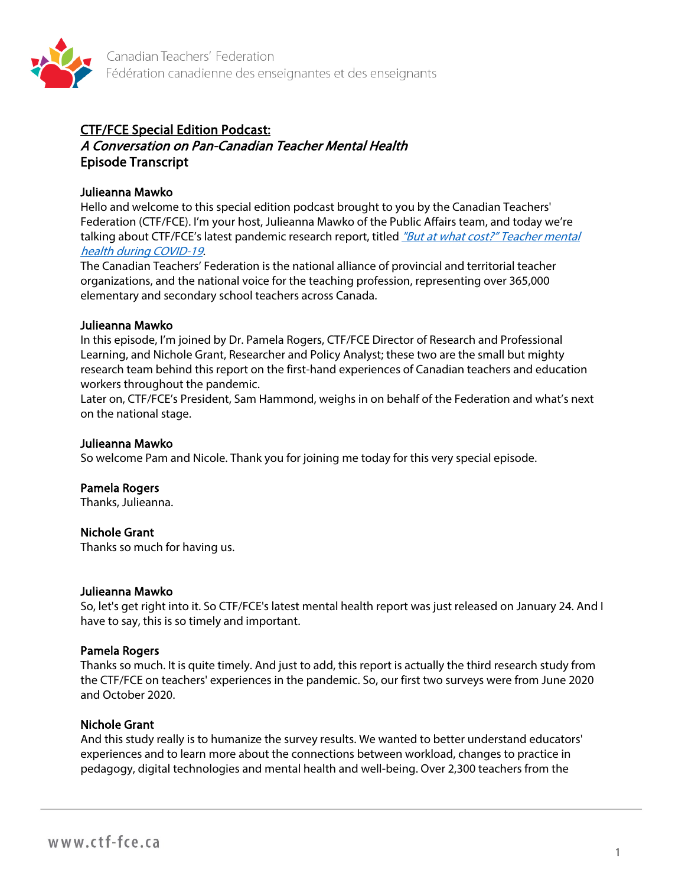**CTF/FCE Special Edition Podcast:**
***A Conversation on Pan-Canadian Teacher Mental Health***
**Episode Transcript**

**Julieanna Mawko**
Hello and welcome to this special edition podcast brought to you by the Canadian Teachers' Federation (CTF/FCE). I'm your host, Julieanna Mawko of the Public Affairs team, and today we're talking about CTF/FCE's latest pandemic research report, titled *"But at what cost?" Teacher mental health during COVID-19*.
The Canadian Teachers' Federation is the national alliance of provincial and territorial teacher organizations, and the national voice for the teaching profession, representing over 365,000 elementary and secondary school teachers across Canada.

**Julieanna Mawko**
In this episode, I'm joined by Dr. Pamela Rogers, CTF/FCE Director of Research and Professional Learning, and Nichole Grant, Researcher and Policy Analyst; these two are the small but mighty research team behind this report on the first-hand experiences of Canadian teachers and education workers throughout the pandemic.
Later on, CTF/FCE's President, Sam Hammond, weighs in on behalf of the Federation and what's next on the national stage.

**Julieanna Mawko**
So welcome Pam and Nicole. Thank you for joining me today for this very special episode.

**Pamela Rogers**
Thanks, Julieanna.

**Nichole Grant**
Thanks so much for having us.

**Julieanna Mawko**
So, let's get right into it. So CTF/FCE's latest mental health report was just released on January 24. And I have to say, this is so timely and important.

**Pamela Rogers**
Thanks so much. It is quite timely. And just to add, this report is actually the third research study from the CTF/FCE on teachers' experiences in the pandemic. So, our first two surveys were from June 2020 and October 2020.

**Nichole Grant**
And this study really is to humanize the survey results. We wanted to better understand educators' experiences and to learn more about the connections between workload, changes to practice in pedagogy, digital technologies and mental health and well-being. Over 2,300 teachers from the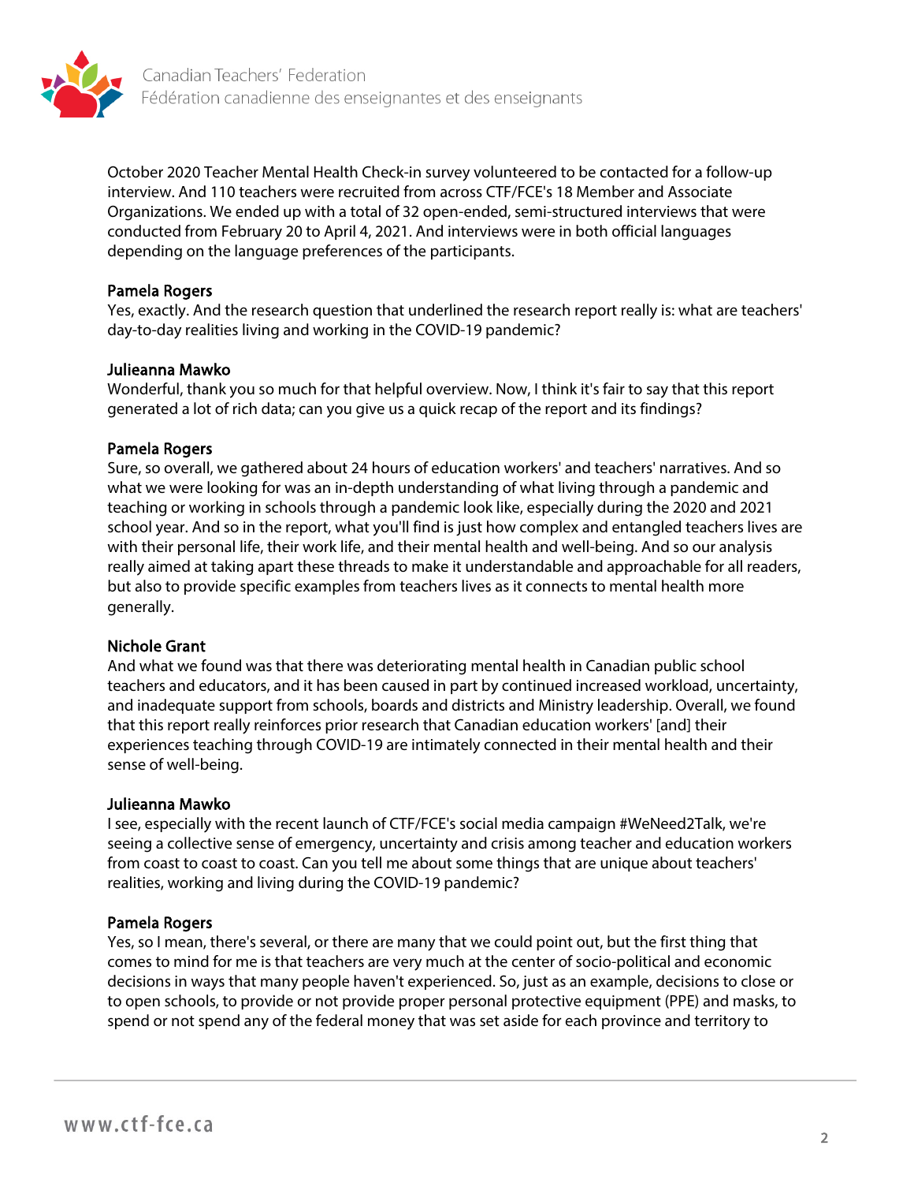October 2020 Teacher Mental Health Check-in survey volunteered to be contacted for a follow-up interview. And 110 teachers were recruited from across CTF/FCE's 18 Member and Associate Organizations. We ended up with a total of 32 open-ended, semi-structured interviews that were conducted from February 20 to April 4, 2021. And interviews were in both official languages depending on the language preferences of the participants.

**Pamela Rogers**
Yes, exactly. And the research question that underlined the research report really is: what are teachers' day-to-day realities living and working in the COVID-19 pandemic?

**Julieanna Mawko**
Wonderful, thank you so much for that helpful overview. Now, I think it's fair to say that this report generated a lot of rich data; can you give us a quick recap of the report and its findings?

**Pamela Rogers**
Sure, so overall, we gathered about 24 hours of education workers' and teachers' narratives. And so what we were looking for was an in-depth understanding of what living through a pandemic and teaching or working in schools through a pandemic look like, especially during the 2020 and 2021 school year. And so in the report, what you'll find is just how complex and entangled teachers lives are with their personal life, their work life, and their mental health and well-being. And so our analysis really aimed at taking apart these threads to make it understandable and approachable for all readers, but also to provide specific examples from teachers lives as it connects to mental health more generally.

**Nichole Grant**
And what we found was that there was deteriorating mental health in Canadian public school teachers and educators, and it has been caused in part by continued increased workload, uncertainty, and inadequate support from schools, boards and districts and Ministry leadership. Overall, we found that this report really reinforces prior research that Canadian education workers' [and] their experiences teaching through COVID-19 are intimately connected in their mental health and their sense of well-being.

**Julieanna Mawko**
I see, especially with the recent launch of CTF/FCE's social media campaign #WeNeed2Talk, we're seeing a collective sense of emergency, uncertainty and crisis among teacher and education workers from coast to coast to coast. Can you tell me about some things that are unique about teachers' realities, working and living during the COVID-19 pandemic?

**Pamela Rogers**
Yes, so I mean, there's several, or there are many that we could point out, but the first thing that comes to mind for me is that teachers are very much at the center of socio-political and economic decisions in ways that many people haven't experienced. So, just as an example, decisions to close or to open schools, to provide or not provide proper personal protective equipment (PPE) and masks, to spend or not spend any of the federal money that was set aside for each province and territory to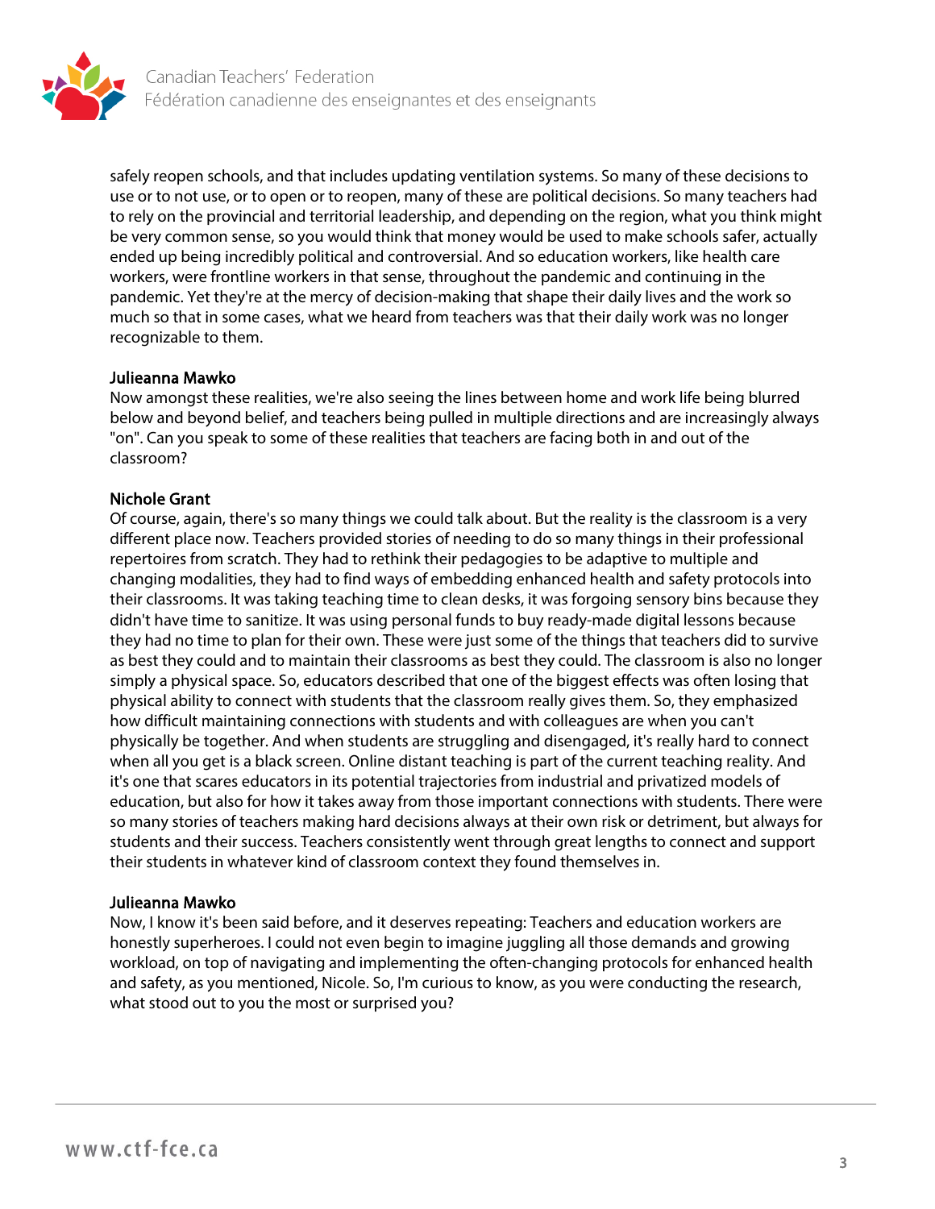safely reopen schools, and that includes updating ventilation systems. So many of these decisions to use or to not use, or to open or to reopen, many of these are political decisions. So many teachers had to rely on the provincial and territorial leadership, and depending on the region, what you think might be very common sense, so you would think that money would be used to make schools safer, actually ended up being incredibly political and controversial. And so education workers, like health care workers, were frontline workers in that sense, throughout the pandemic and continuing in the pandemic. Yet they're at the mercy of decision-making that shape their daily lives and the work so much so that in some cases, what we heard from teachers was that their daily work was no longer recognizable to them.

**Julieanna Mawko**
Now amongst these realities, we're also seeing the lines between home and work life being blurred below and beyond belief, and teachers being pulled in multiple directions and are increasingly always "on". Can you speak to some of these realities that teachers are facing both in and out of the classroom?

**Nichole Grant**
Of course, again, there's so many things we could talk about. But the reality is the classroom is a very different place now. Teachers provided stories of needing to do so many things in their professional repertoires from scratch. They had to rethink their pedagogies to be adaptive to multiple and changing modalities, they had to find ways of embedding enhanced health and safety protocols into their classrooms. It was taking teaching time to clean desks, it was forgoing sensory bins because they didn't have time to sanitize. It was using personal funds to buy ready-made digital lessons because they had no time to plan for their own. These were just some of the things that teachers did to survive as best they could and to maintain their classrooms as best they could. The classroom is also no longer simply a physical space. So, educators described that one of the biggest effects was often losing that physical ability to connect with students that the classroom really gives them. So, they emphasized how difficult maintaining connections with students and with colleagues are when you can't physically be together. And when students are struggling and disengaged, it's really hard to connect when all you get is a black screen. Online distant teaching is part of the current teaching reality. And it's one that scares educators in its potential trajectories from industrial and privatized models of education, but also for how it takes away from those important connections with students. There were so many stories of teachers making hard decisions always at their own risk or detriment, but always for students and their success. Teachers consistently went through great lengths to connect and support their students in whatever kind of classroom context they found themselves in.

**Julieanna Mawko**
Now, I know it's been said before, and it deserves repeating: Teachers and education workers are honestly superheroes. I could not even begin to imagine juggling all those demands and growing workload, on top of navigating and implementing the often-changing protocols for enhanced health and safety, as you mentioned, Nicole. So, I'm curious to know, as you were conducting the research, what stood out to you the most or surprised you?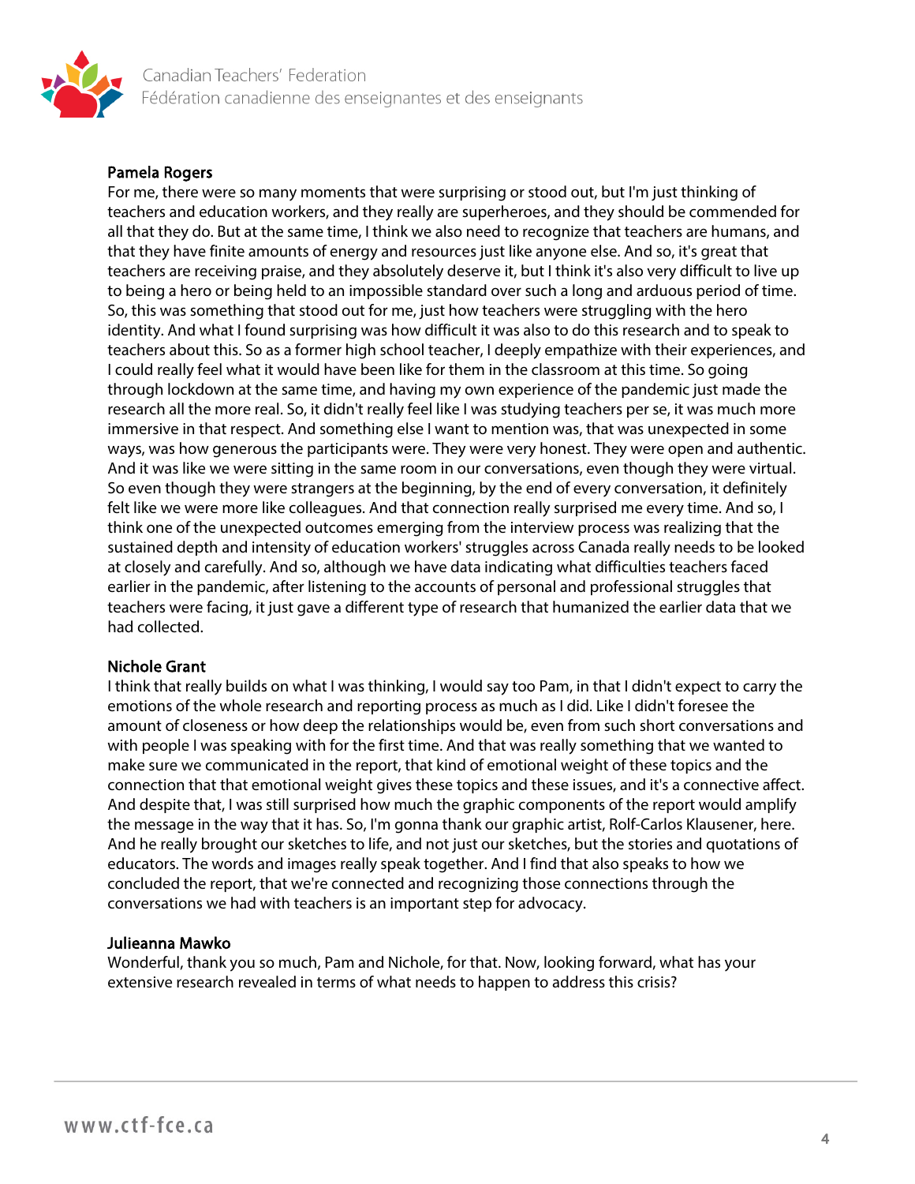**Pamela Rogers**

For me, there were so many moments that were surprising or stood out, but I'm just thinking of teachers and education workers, and they really are superheroes, and they should be commended for all that they do. But at the same time, I think we also need to recognize that teachers are humans, and that they have finite amounts of energy and resources just like anyone else. And so, it's great that teachers are receiving praise, and they absolutely deserve it, but I think it's also very difficult to live up to being a hero or being held to an impossible standard over such a long and arduous period of time. So, this was something that stood out for me, just how teachers were struggling with the hero identity. And what I found surprising was how difficult it was also to do this research and to speak to teachers about this. So as a former high school teacher, I deeply empathize with their experiences, and I could really feel what it would have been like for them in the classroom at this time. So going through lockdown at the same time, and having my own experience of the pandemic just made the research all the more real. So, it didn't really feel like I was studying teachers per se, it was much more immersive in that respect. And something else I want to mention was, that was unexpected in some ways, was how generous the participants were. They were very honest. They were open and authentic. And it was like we were sitting in the same room in our conversations, even though they were virtual. So even though they were strangers at the beginning, by the end of every conversation, it definitely felt like we were more like colleagues. And that connection really surprised me every time. And so, I think one of the unexpected outcomes emerging from the interview process was realizing that the sustained depth and intensity of education workers' struggles across Canada really needs to be looked at closely and carefully. And so, although we have data indicating what difficulties teachers faced earlier in the pandemic, after listening to the accounts of personal and professional struggles that teachers were facing, it just gave a different type of research that humanized the earlier data that we had collected.

**Nichole Grant**

I think that really builds on what I was thinking, I would say too Pam, in that I didn't expect to carry the emotions of the whole research and reporting process as much as I did. Like I didn't foresee the amount of closeness or how deep the relationships would be, even from such short conversations and with people I was speaking with for the first time. And that was really something that we wanted to make sure we communicated in the report, that kind of emotional weight of these topics and the connection that that emotional weight gives these topics and these issues, and it's a connective affect. And despite that, I was still surprised how much the graphic components of the report would amplify the message in the way that it has. So, I'm gonna thank our graphic artist, Rolf-Carlos Klausener, here. And he really brought our sketches to life, and not just our sketches, but the stories and quotations of educators. The words and images really speak together. And I find that also speaks to how we concluded the report, that we're connected and recognizing those connections through the conversations we had with teachers is an important step for advocacy.

**Julieanna Mawko**

Wonderful, thank you so much, Pam and Nichole, for that. Now, looking forward, what has your extensive research revealed in terms of what needs to happen to address this crisis?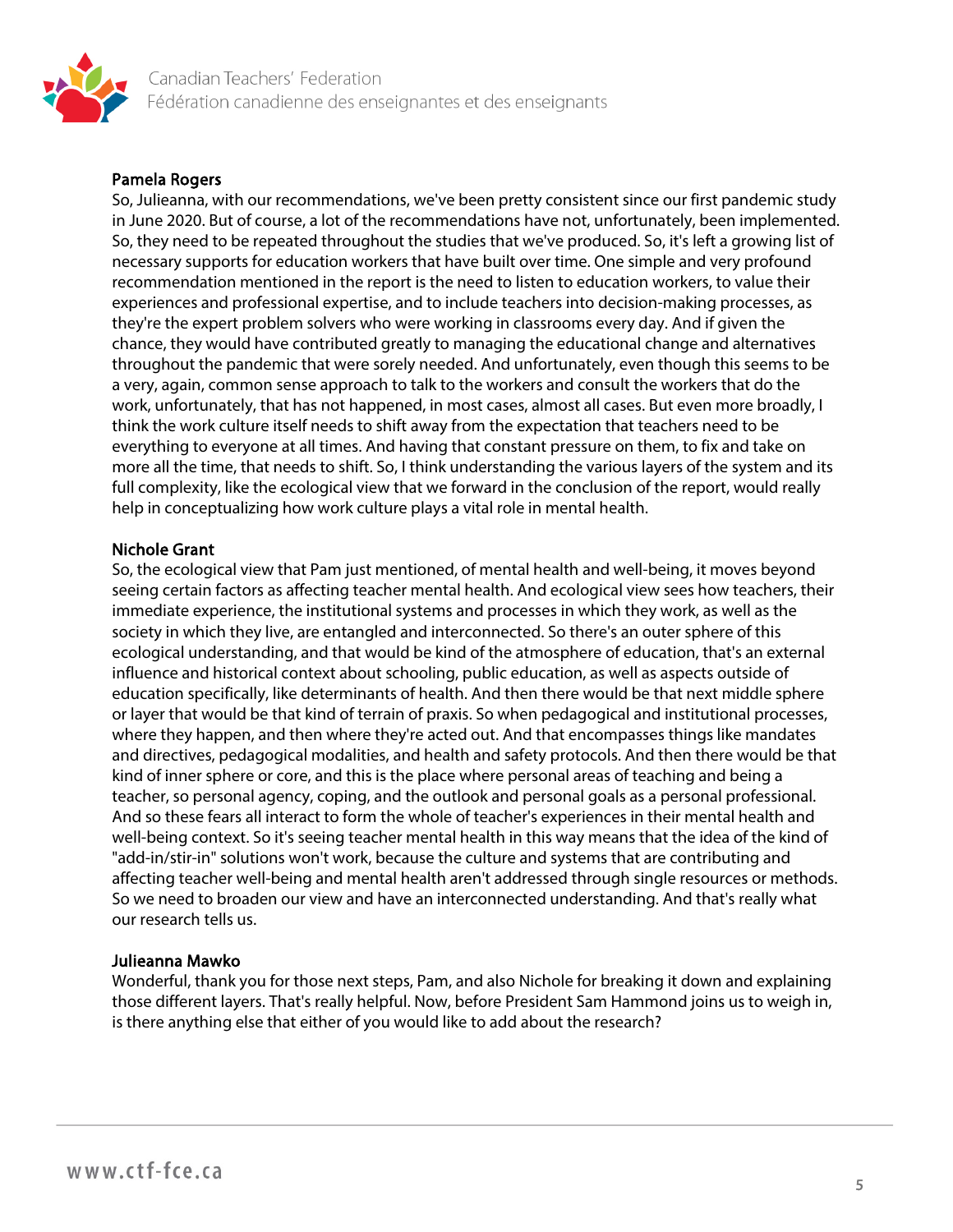**Pamela Rogers**
So, Julieanna, with our recommendations, we've been pretty consistent since our first pandemic study in June 2020. But of course, a lot of the recommendations have not, unfortunately, been implemented. So, they need to be repeated throughout the studies that we've produced. So, it's left a growing list of necessary supports for education workers that have built over time. One simple and very profound recommendation mentioned in the report is the need to listen to education workers, to value their experiences and professional expertise, and to include teachers into decision-making processes, as they're the expert problem solvers who were working in classrooms every day. And if given the chance, they would have contributed greatly to managing the educational change and alternatives throughout the pandemic that were sorely needed. And unfortunately, even though this seems to be a very, again, common sense approach to talk to the workers and consult the workers that do the work, unfortunately, that has not happened, in most cases, almost all cases. But even more broadly, I think the work culture itself needs to shift away from the expectation that teachers need to be everything to everyone at all times. And having that constant pressure on them, to fix and take on more all the time, that needs to shift. So, I think understanding the various layers of the system and its full complexity, like the ecological view that we forward in the conclusion of the report, would really help in conceptualizing how work culture plays a vital role in mental health.

**Nichole Grant**
So, the ecological view that Pam just mentioned, of mental health and well-being, it moves beyond seeing certain factors as affecting teacher mental health. And ecological view sees how teachers, their immediate experience, the institutional systems and processes in which they work, as well as the society in which they live, are entangled and interconnected. So there's an outer sphere of this ecological understanding, and that would be kind of the atmosphere of education, that's an external influence and historical context about schooling, public education, as well as aspects outside of education specifically, like determinants of health. And then there would be that next middle sphere or layer that would be that kind of terrain of praxis. So when pedagogical and institutional processes, where they happen, and then where they're acted out. And that encompasses things like mandates and directives, pedagogical modalities, and health and safety protocols. And then there would be that kind of inner sphere or core, and this is the place where personal areas of teaching and being a teacher, so personal agency, coping, and the outlook and personal goals as a personal professional. And so these fears all interact to form the whole of teacher's experiences in their mental health and well-being context. So it's seeing teacher mental health in this way means that the idea of the kind of "add-in/stir-in" solutions won't work, because the culture and systems that are contributing and affecting teacher well-being and mental health aren't addressed through single resources or methods. So we need to broaden our view and have an interconnected understanding. And that's really what our research tells us.

**Julieanna Mawko**
Wonderful, thank you for those next steps, Pam, and also Nichole for breaking it down and explaining those different layers. That's really helpful. Now, before President Sam Hammond joins us to weigh in, is there anything else that either of you would like to add about the research?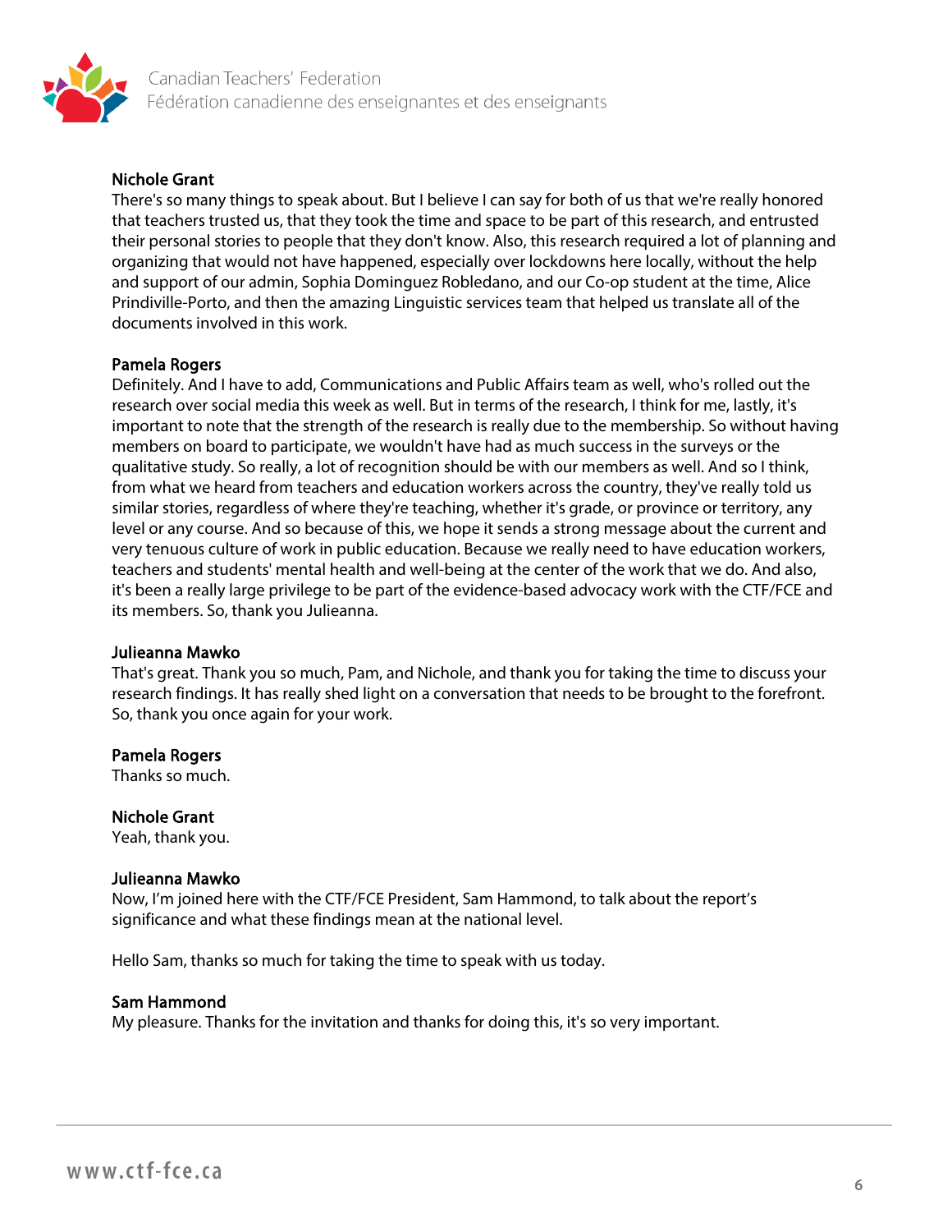**Nichole Grant**
There's so many things to speak about. But I believe I can say for both of us that we're really honored that teachers trusted us, that they took the time and space to be part of this research, and entrusted their personal stories to people that they don't know. Also, this research required a lot of planning and organizing that would not have happened, especially over lockdowns here locally, without the help and support of our admin, Sophia Dominguez Robledano, and our Co-op student at the time, Alice Prindiville-Porto, and then the amazing Linguistic services team that helped us translate all of the documents involved in this work.

**Pamela Rogers**
Definitely. And I have to add, Communications and Public Affairs team as well, who's rolled out the research over social media this week as well. But in terms of the research, I think for me, lastly, it's important to note that the strength of the research is really due to the membership. So without having members on board to participate, we wouldn't have had as much success in the surveys or the qualitative study. So really, a lot of recognition should be with our members as well. And so I think, from what we heard from teachers and education workers across the country, they've really told us similar stories, regardless of where they're teaching, whether it's grade, or province or territory, any level or any course. And so because of this, we hope it sends a strong message about the current and very tenuous culture of work in public education. Because we really need to have education workers, teachers and students' mental health and well-being at the center of the work that we do. And also, it's been a really large privilege to be part of the evidence-based advocacy work with the CTF/FCE and its members. So, thank you Julieanna.

**Julieanna Mawko**
That's great. Thank you so much, Pam, and Nichole, and thank you for taking the time to discuss your research findings. It has really shed light on a conversation that needs to be brought to the forefront. So, thank you once again for your work.

**Pamela Rogers**
Thanks so much.

**Nichole Grant**
Yeah, thank you.

**Julieanna Mawko**
Now, I'm joined here with the CTF/FCE President, Sam Hammond, to talk about the report's significance and what these findings mean at the national level.

Hello Sam, thanks so much for taking the time to speak with us today.

**Sam Hammond**
My pleasure. Thanks for the invitation and thanks for doing this, it's so very important.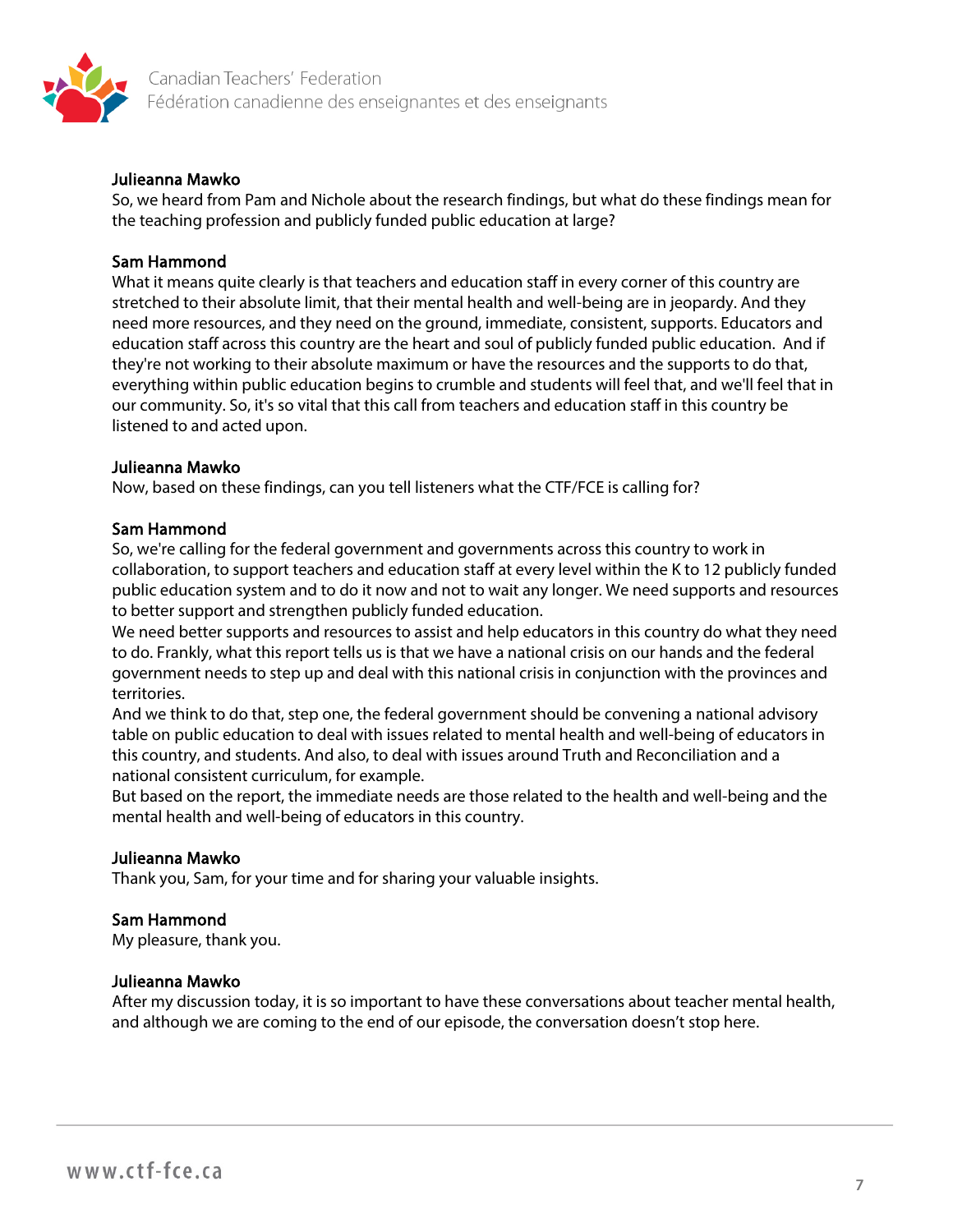**Julieanna Mawko**
So, we heard from Pam and Nichole about the research findings, but what do these findings mean for the teaching profession and publicly funded public education at large?

**Sam Hammond**
What it means quite clearly is that teachers and education staff in every corner of this country are stretched to their absolute limit, that their mental health and well-being are in jeopardy. And they need more resources, and they need on the ground, immediate, consistent, supports. Educators and education staff across this country are the heart and soul of publicly funded public education. And if they're not working to their absolute maximum or have the resources and the supports to do that, everything within public education begins to crumble and students will feel that, and we'll feel that in our community. So, it's so vital that this call from teachers and education staff in this country be listened to and acted upon.

**Julieanna Mawko**
Now, based on these findings, can you tell listeners what the CTF/FCE is calling for?

**Sam Hammond**
So, we're calling for the federal government and governments across this country to work in collaboration, to support teachers and education staff at every level within the K to 12 publicly funded public education system and to do it now and not to wait any longer. We need supports and resources to better support and strengthen publicly funded education.
We need better supports and resources to assist and help educators in this country do what they need to do. Frankly, what this report tells us is that we have a national crisis on our hands and the federal government needs to step up and deal with this national crisis in conjunction with the provinces and territories.
And we think to do that, step one, the federal government should be convening a national advisory table on public education to deal with issues related to mental health and well-being of educators in this country, and students. And also, to deal with issues around Truth and Reconciliation and a national consistent curriculum, for example.
But based on the report, the immediate needs are those related to the health and well-being and the mental health and well-being of educators in this country.

**Julieanna Mawko**
Thank you, Sam, for your time and for sharing your valuable insights.

**Sam Hammond**
My pleasure, thank you.

**Julieanna Mawko**
After my discussion today, it is so important to have these conversations about teacher mental health, and although we are coming to the end of our episode, the conversation doesn't stop here.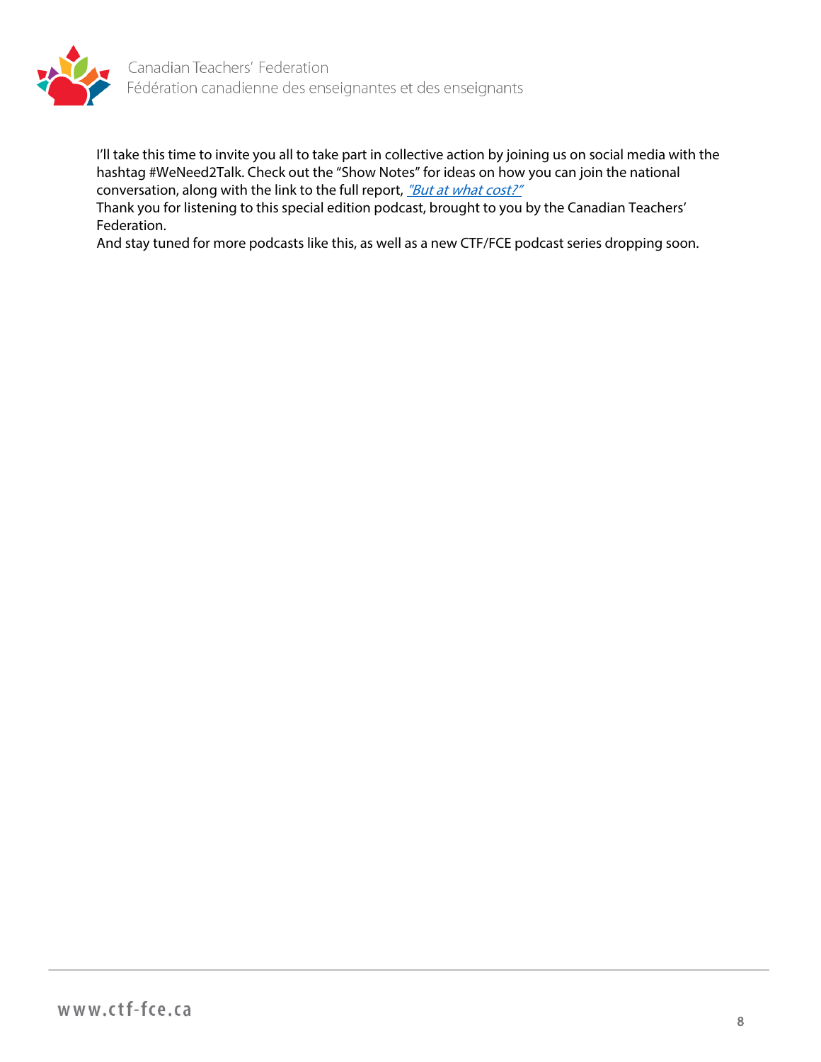I'll take this time to invite you all to take part in collective action by joining us on social media with the hashtag #WeNeed2Talk. Check out the "Show Notes" for ideas on how you can join the national conversation, along with the link to the full report, *"But at what cost?"*

Thank you for listening to this special edition podcast, brought to you by the Canadian Teachers' Federation.

And stay tuned for more podcasts like this, as well as a new CTF/FCE podcast series dropping soon.